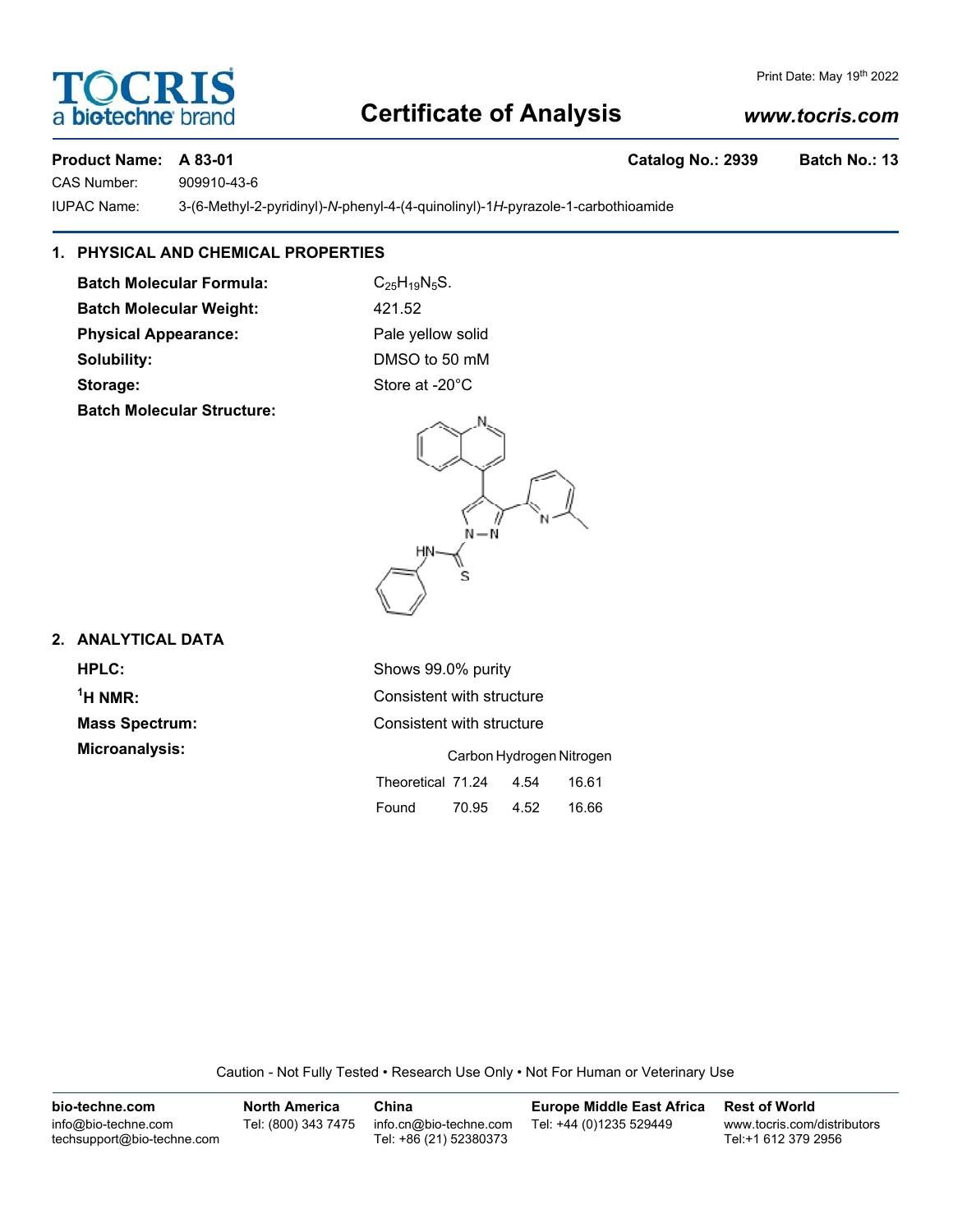# Certificate of Analysis

Print Date: May 19th 2022

www.tocris.com

**Product Name: A 83-01** **Catalog No.: 2939** **Batch No.: 13**

CAS Number: 909910-43-6

IUPAC Name: 3-(6-Methyl-2-pyridinyl)-*N*-phenyl-4-(4-quinolinyl)-1*H*-pyrazole-1-carbothioamide

## 1. PHYSICAL AND CHEMICAL PROPERTIES

**Batch Molecular Formula:** $C_{25}H_{19}N_5S$.

**Batch Molecular Weight:** 421.52

**Physical Appearance:** Pale yellow solid

**Solubility:** DMSO to 50 mM

**Storage:** Store at -20°C

**Batch Molecular Structure:**

## 2. ANALYTICAL DATA

**HPLC:** Shows 99.0% purity

**$^1$H NMR:** Consistent with structure

**Mass Spectrum:** Consistent with structure

**Microanalysis:**

| | Carbon | Hydrogen | Nitrogen |
|---|---|---|---|
| Theoretical | 71.24 | 4.54 | 16.61 |
| Found | 70.95 | 4.52 | 16.66 |

Caution - Not Fully Tested • Research Use Only • Not For Human or Veterinary Use

**bio-techne.com**
info@bio-techne.com
techsupport@bio-techne.com

**North America**
Tel: (800) 343 7475

**China**
info.cn@bio-techne.com
Tel: +86 (21) 52380373

**Europe Middle East Africa**
Tel: +44 (0)1235 529449

**Rest of World**
www.tocris.com/distributors
Tel:+1 612 379 2956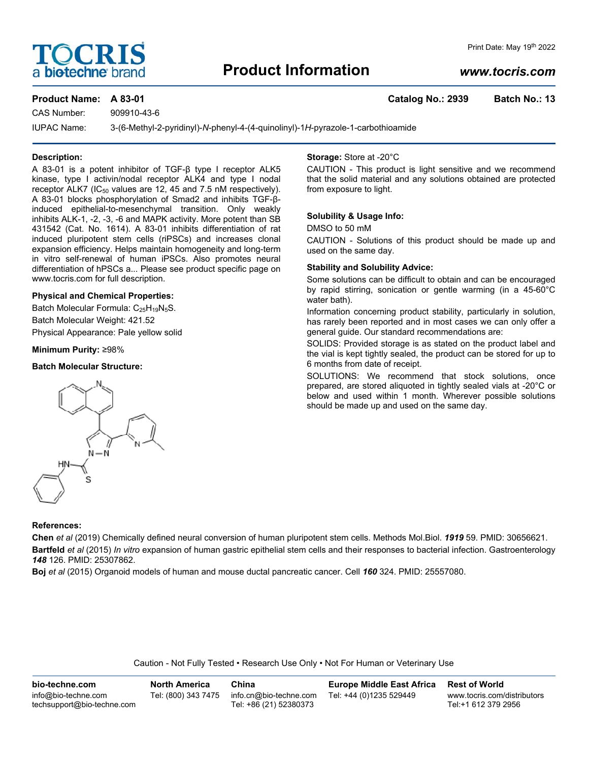# Product Information

*www.tocris.com*

**Product Name: A 83-01** **Catalog No.: 2939** **Batch No.: 13**

CAS Number: 909910-43-6

IUPAC Name: 3-(6-Methyl-2-pyridinyl)-*N*-phenyl-4-(4-quinolinyl)-1*H*-pyrazole-1-carbothioamide

### Description:

A 83-01 is a potent inhibitor of TGF-β type I receptor ALK5 kinase, type I activin/nodal receptor ALK4 and type I nodal receptor ALK7 ($IC_{50}$ values are 12, 45 and 7.5 nM respectively). A 83-01 blocks phosphorylation of Smad2 and inhibits TGF-β-induced epithelial-to-mesenchymal transition. Only weakly inhibits ALK-1, -2, -3, -6 and MAPK activity. More potent than SB 431542 (Cat. No. 1614). A 83-01 inhibits differentiation of rat induced pluripotent stem cells (riPSCs) and increases clonal expansion efficiency. Helps maintain homogeneity and long-term in vitro self-renewal of human iPSCs. Also promotes neural differentiation of hPSCs a... Please see product specific page on www.tocris.com for full description.

### Physical and Chemical Properties:

Batch Molecular Formula: $C_{25}H_{19}N_5S$.

Batch Molecular Weight: 421.52

Physical Appearance: Pale yellow solid

**Minimum Purity:** ≥98%

### Batch Molecular Structure:

### Storage: Store at -20°C

CAUTION - This product is light sensitive and we recommend that the solid material and any solutions obtained are protected from exposure to light.

### Solubility & Usage Info:

DMSO to 50 mM

CAUTION - Solutions of this product should be made up and used on the same day.

### Stability and Solubility Advice:

Some solutions can be difficult to obtain and can be encouraged by rapid stirring, sonication or gentle warming (in a 45-60°C water bath).

Information concerning product stability, particularly in solution, has rarely been reported and in most cases we can only offer a general guide. Our standard recommendations are:

SOLIDS: Provided storage is as stated on the product label and the vial is kept tightly sealed, the product can be stored for up to 6 months from date of receipt.

SOLUTIONS: We recommend that stock solutions, once prepared, are stored aliquoted in tightly sealed vials at -20°C or below and used within 1 month. Wherever possible solutions should be made up and used on the same day.

### References:

**Chen** *et al* (2019) Chemically defined neural conversion of human pluripotent stem cells. Methods Mol.Biol. ***1919*** 59. PMID: 30656621.

**Bartfeld** *et al* (2015) *In vitro* expansion of human gastric epithelial stem cells and their responses to bacterial infection. Gastroenterology ***148*** 126. PMID: 25307862.

**Boj** *et al* (2015) Organoid models of human and mouse ductal pancreatic cancer. Cell ***160*** 324. PMID: 25557080.

Caution - Not Fully Tested • Research Use Only • Not For Human or Veterinary Use

| bio-techne.com | North America | China | Europe Middle East Africa | Rest of World |
|---|---|---|---|---|
| info@bio-techne.com<br>techsupport@bio-techne.com | Tel: (800) 343 7475 | info.cn@bio-techne.com<br>Tel: +86 (21) 52380373 | Tel: +44 (0)1235 529449 | www.tocris.com/distributors<br>Tel:+1 612 379 2956 |